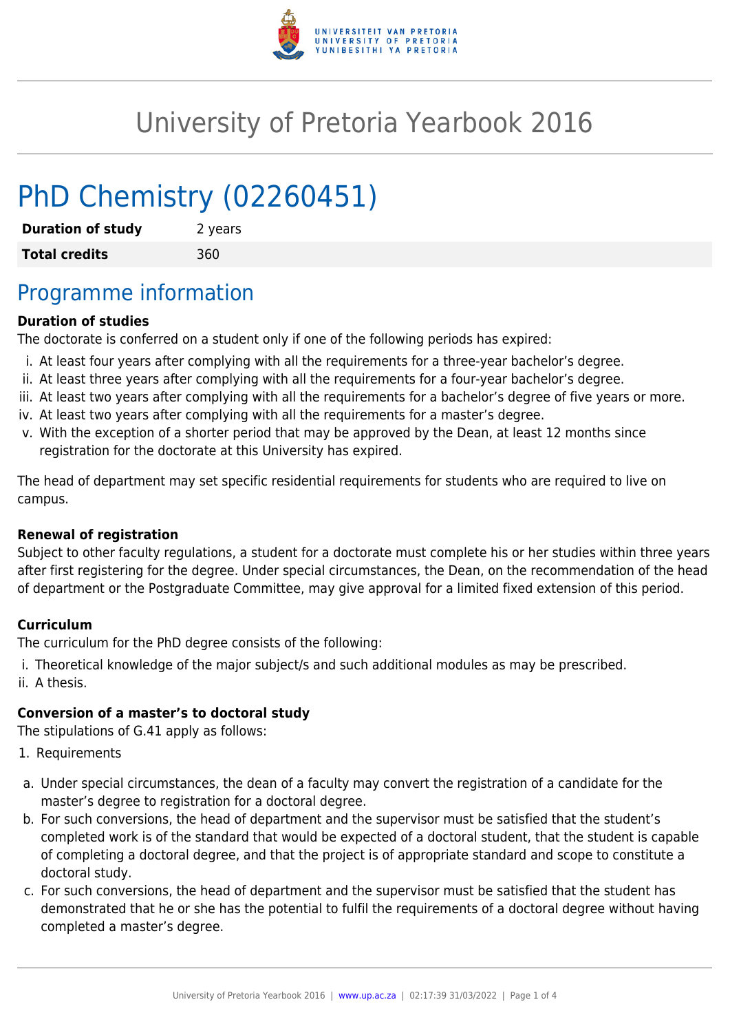# University of Pretoria Yearbook 2016

# PhD Chemistry (02260451)

| **Duration of study** | 2 years |
|---|---|
| **Total credits** | 360 |

## Programme information

**Duration of studies**

The doctorate is conferred on a student only if one of the following periods has expired:

i. At least four years after complying with all the requirements for a three-year bachelor's degree.
ii. At least three years after complying with all the requirements for a four-year bachelor's degree.
iii. At least two years after complying with all the requirements for a bachelor's degree of five years or more.
iv. At least two years after complying with all the requirements for a master's degree.
v. With the exception of a shorter period that may be approved by the Dean, at least 12 months since registration for the doctorate at this University has expired.

The head of department may set specific residential requirements for students who are required to live on campus.

**Renewal of registration**

Subject to other faculty regulations, a student for a doctorate must complete his or her studies within three years after first registering for the degree. Under special circumstances, the Dean, on the recommendation of the head of department or the Postgraduate Committee, may give approval for a limited fixed extension of this period.

**Curriculum**

The curriculum for the PhD degree consists of the following:

i. Theoretical knowledge of the major subject/s and such additional modules as may be prescribed.
ii. A thesis.

**Conversion of a master's to doctoral study**

The stipulations of G.41 apply as follows:

1. Requirements

a. Under special circumstances, the dean of a faculty may convert the registration of a candidate for the master's degree to registration for a doctoral degree.
b. For such conversions, the head of department and the supervisor must be satisfied that the student's completed work is of the standard that would be expected of a doctoral student, that the student is capable of completing a doctoral degree, and that the project is of appropriate standard and scope to constitute a doctoral study.
c. For such conversions, the head of department and the supervisor must be satisfied that the student has demonstrated that he or she has the potential to fulfil the requirements of a doctoral degree without having completed a master's degree.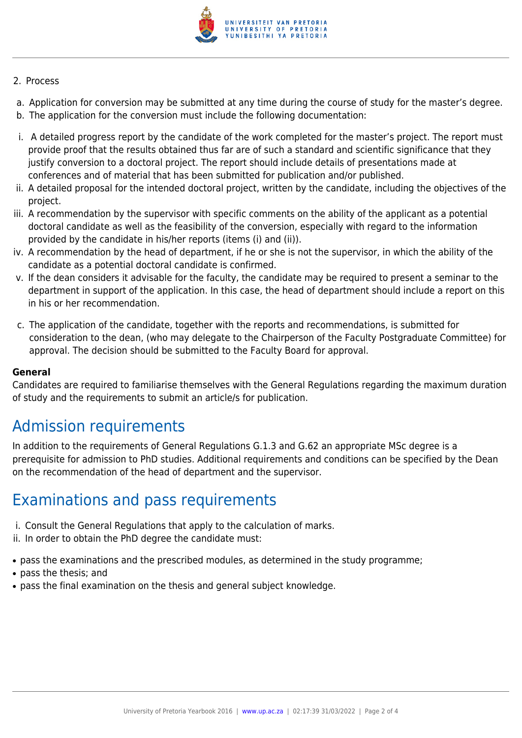2. Process

a. Application for conversion may be submitted at any time during the course of study for the master's degree.
b. The application for the conversion must include the following documentation:

i. A detailed progress report by the candidate of the work completed for the master's project. The report must provide proof that the results obtained thus far are of such a standard and scientific significance that they justify conversion to a doctoral project. The report should include details of presentations made at conferences and of material that has been submitted for publication and/or published.
ii. A detailed proposal for the intended doctoral project, written by the candidate, including the objectives of the project.
iii. A recommendation by the supervisor with specific comments on the ability of the applicant as a potential doctoral candidate as well as the feasibility of the conversion, especially with regard to the information provided by the candidate in his/her reports (items (i) and (ii)).
iv. A recommendation by the head of department, if he or she is not the supervisor, in which the ability of the candidate as a potential doctoral candidate is confirmed.
v. If the dean considers it advisable for the faculty, the candidate may be required to present a seminar to the department in support of the application. In this case, the head of department should include a report on this in his or her recommendation.

c. The application of the candidate, together with the reports and recommendations, is submitted for consideration to the dean, (who may delegate to the Chairperson of the Faculty Postgraduate Committee) for approval. The decision should be submitted to the Faculty Board for approval.

**General**
Candidates are required to familiarise themselves with the General Regulations regarding the maximum duration of study and the requirements to submit an article/s for publication.

# Admission requirements

In addition to the requirements of General Regulations G.1.3 and G.62 an appropriate MSc degree is a prerequisite for admission to PhD studies. Additional requirements and conditions can be specified by the Dean on the recommendation of the head of department and the supervisor.

# Examinations and pass requirements

i. Consult the General Regulations that apply to the calculation of marks.
ii. In order to obtain the PhD degree the candidate must:

- pass the examinations and the prescribed modules, as determined in the study programme;
- pass the thesis; and
- pass the final examination on the thesis and general subject knowledge.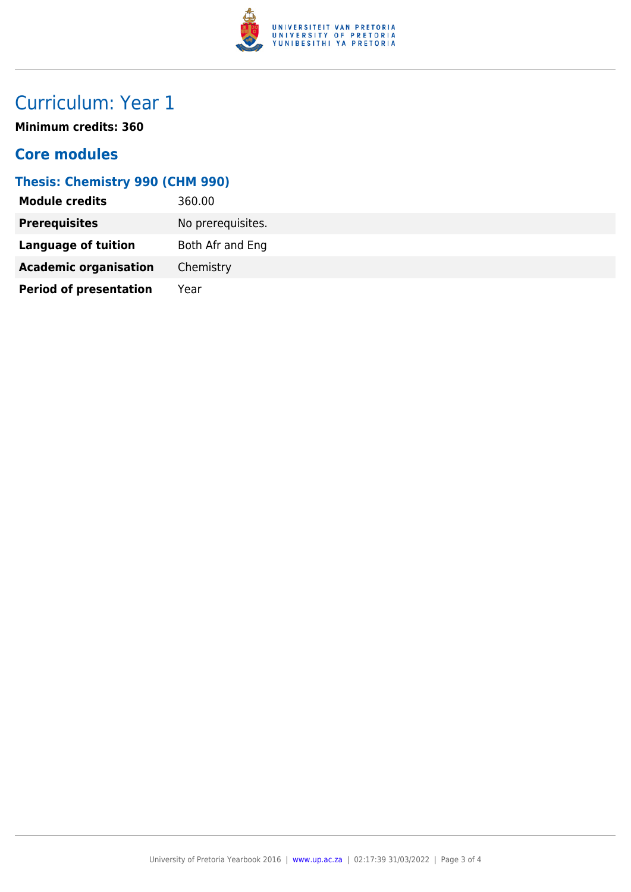# Curriculum: Year 1

**Minimum credits: 360**

## Core modules

### Thesis: Chemistry 990 (CHM 990)

| | |
|---|---|
| **Module credits** | 360.00 |
| **Prerequisites** | No prerequisites. |
| **Language of tuition** | Both Afr and Eng |
| **Academic organisation** | Chemistry |
| **Period of presentation** | Year |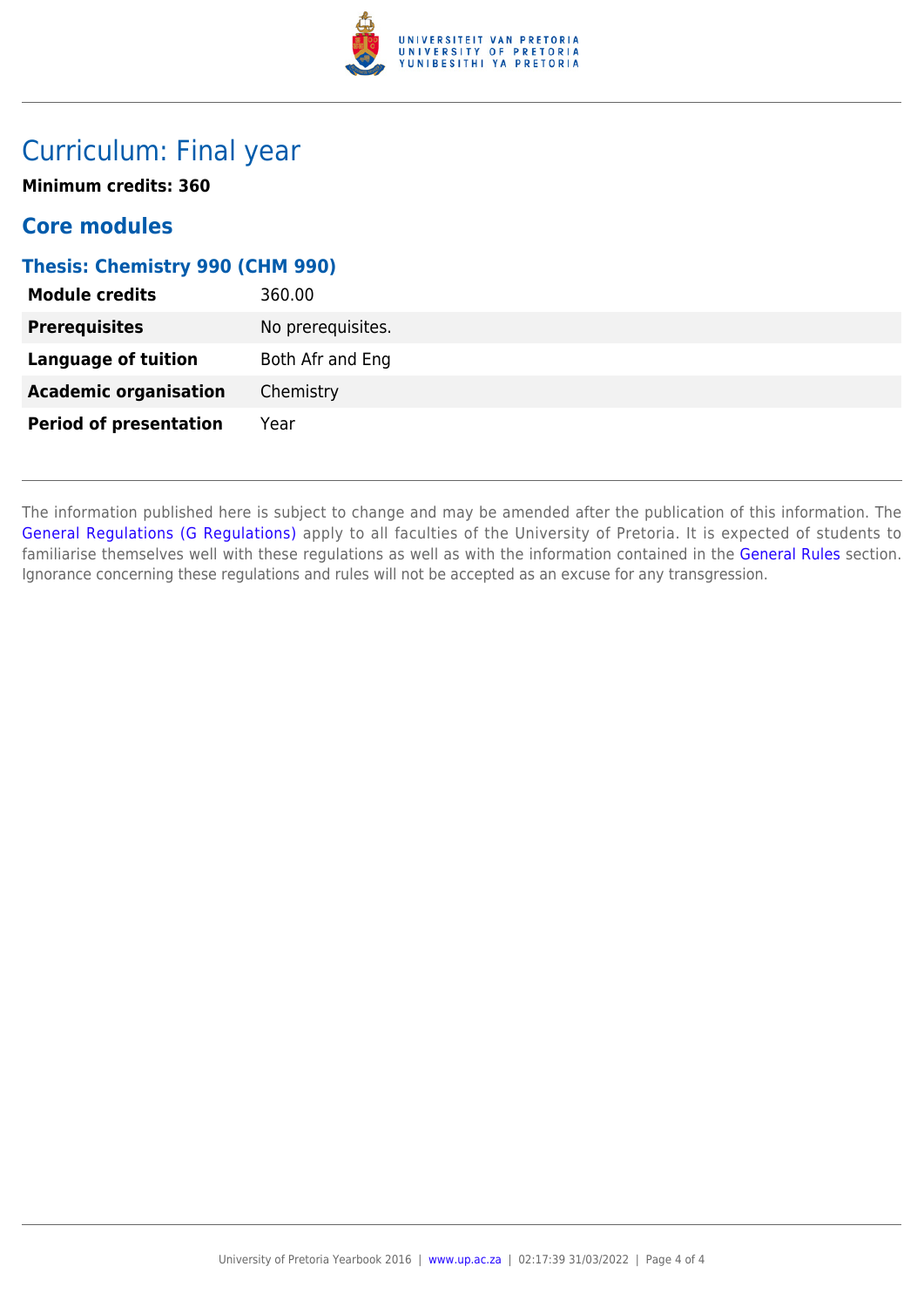# Curriculum: Final year

**Minimum credits: 360**

## Core modules

### Thesis: Chemistry 990 (CHM 990)

| | |
|---|---|
| **Module credits** | 360.00 |
| **Prerequisites** | No prerequisites. |
| **Language of tuition** | Both Afr and Eng |
| **Academic organisation** | Chemistry |
| **Period of presentation** | Year |

The information published here is subject to change and may be amended after the publication of this information. The General Regulations (G Regulations) apply to all faculties of the University of Pretoria. It is expected of students to familiarise themselves well with these regulations as well as with the information contained in the General Rules section. Ignorance concerning these regulations and rules will not be accepted as an excuse for any transgression.